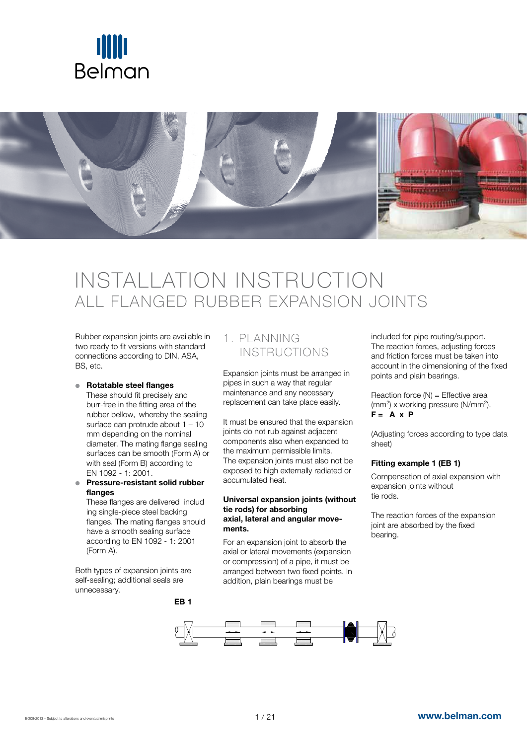# INSTALLATION INSTRUCTION
## ALL FLANGED RUBBER EXPANSION JOINTS

Rubber expansion joints are available in two ready to fit versions with standard connections according to DIN, ASA, BS, etc.

- **Rotatable steel flanges**
  These should fit precisely and burr-free in the fitting area of the rubber bellow, whereby the sealing surface can protrude about 1 – 10 mm depending on the nominal diameter. The mating flange sealing surfaces can be smooth (Form A) or with seal (Form B) according to EN 1092 - 1: 2001.
- **Pressure-resistant solid rubber flanges**
  These flanges are delivered including single-piece steel backing flanges. The mating flanges should have a smooth sealing surface according to EN 1092 - 1: 2001 (Form A).

Both types of expansion joints are self-sealing; additional seals are unnecessary.

## 1. PLANNING INSTRUCTIONS

Expansion joints must be arranged in pipes in such a way that regular maintenance and any necessary replacement can take place easily.

It must be ensured that the expansion joints do not rub against adjacent components also when expanded to the maximum permissible limits. The expansion joints must also not be exposed to high externally radiated or accumulated heat.

**Universal expansion joints (without tie rods) for absorbing axial, lateral and angular movements.**

For an expansion joint to absorb the axial or lateral movements (expansion or compression) of a pipe, it must be arranged between two fixed points. In addition, plain bearings must be included for pipe routing/support. The reaction forces, adjusting forces and friction forces must be taken into account in the dimensioning of the fixed points and plain bearings.

Reaction force (N) = Effective area ($mm^2$) x working pressure ($N/mm^2$).
**F = A x P**

(Adjusting forces according to type data sheet)

**Fitting example 1 (EB 1)**

Compensation of axial expansion with expansion joints without tie rods.

The reaction forces of the expansion joint are absorbed by the fixed bearing.

**EB 1**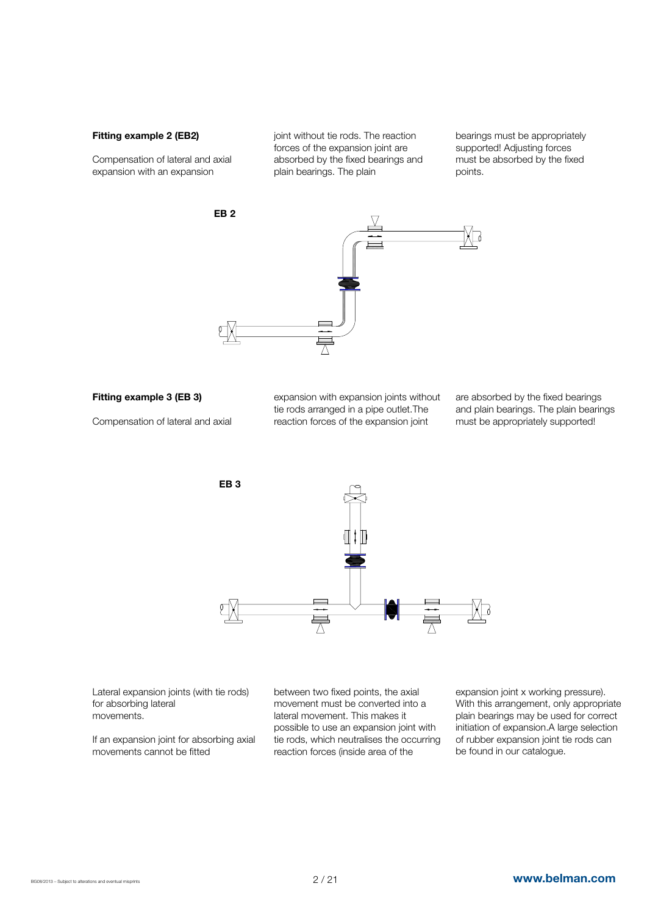**Fitting example 2 (EB2)**

Compensation of lateral and axial expansion with an expansion joint without tie rods. The reaction forces of the expansion joint are absorbed by the fixed bearings and plain bearings. The plain bearings must be appropriately supported! Adjusting forces must be absorbed by the fixed points.

**EB 2**

**Fitting example 3 (EB 3)**

Compensation of lateral and axial expansion with expansion joints without tie rods arranged in a pipe outlet.The reaction forces of the expansion joint are absorbed by the fixed bearings and plain bearings. The plain bearings must be appropriately supported!

**EB 3**

Lateral expansion joints (with tie rods) for absorbing lateral movements.

If an expansion joint for absorbing axial movements cannot be fitted between two fixed points, the axial movement must be converted into a lateral movement. This makes it possible to use an expansion joint with tie rods, which neutralises the occurring reaction forces (inside area of the expansion joint x working pressure). With this arrangement, only appropriate plain bearings may be used for correct initiation of expansion.A large selection of rubber expansion joint tie rods can be found in our catalogue.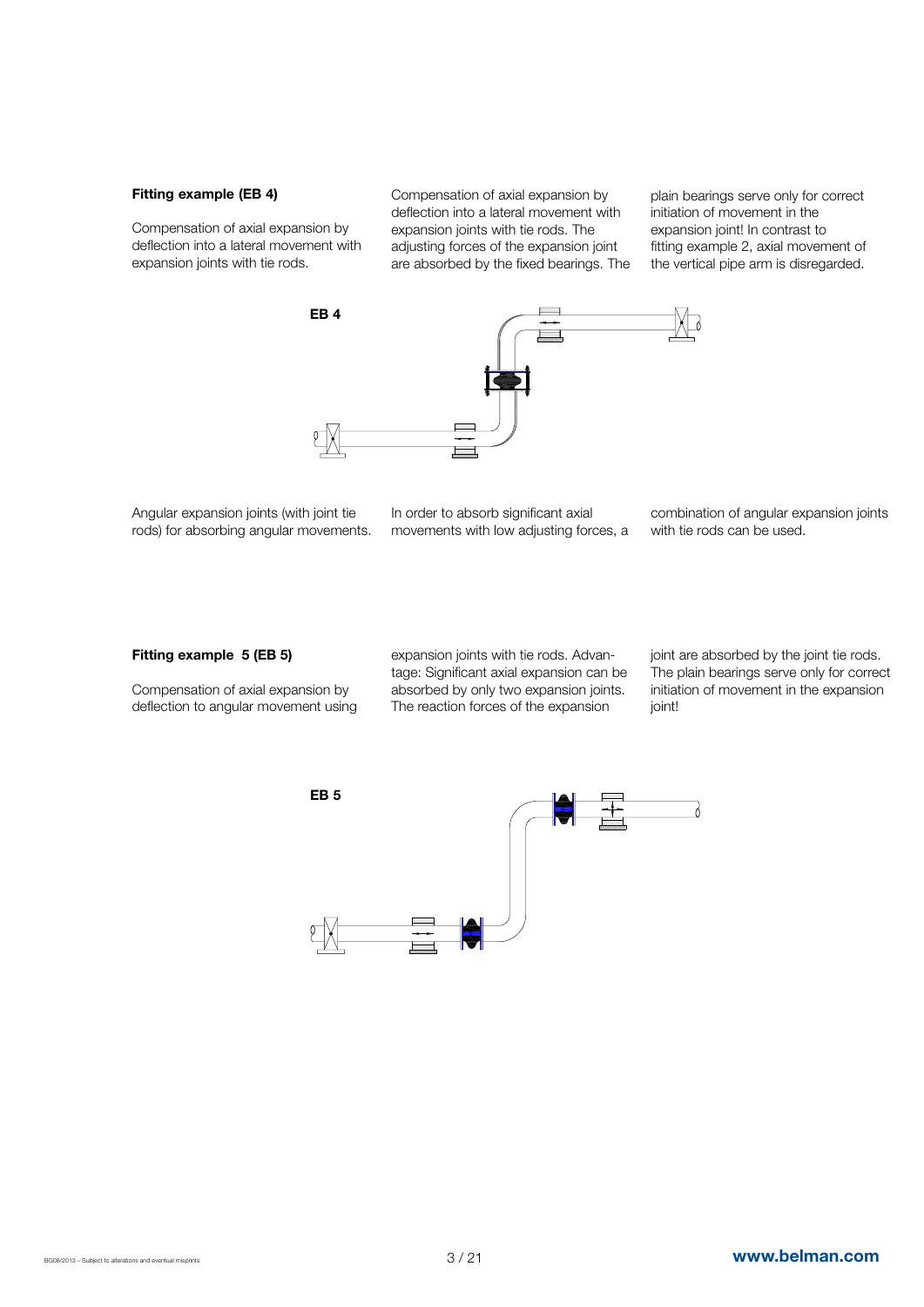**Fitting example (EB 4)**

Compensation of axial expansion by deflection into a lateral movement with expansion joints with tie rods.

Compensation of axial expansion by deflection into a lateral movement with expansion joints with tie rods. The adjusting forces of the expansion joint are absorbed by the fixed bearings. The plain bearings serve only for correct initiation of movement in the expansion joint! In contrast to fitting example 2, axial movement of the vertical pipe arm is disregarded.

EB 4

Angular expansion joints (with joint tie rods) for absorbing angular movements. In order to absorb significant axial movements with low adjusting forces, a combination of angular expansion joints with tie rods can be used.

**Fitting example 5 (EB 5)**

Compensation of axial expansion by deflection to angular movement using expansion joints with tie rods. Advantage: Significant axial expansion can be absorbed by only two expansion joints. The reaction forces of the expansion joint are absorbed by the joint tie rods. The plain bearings serve only for correct initiation of movement in the expansion joint!

EB 5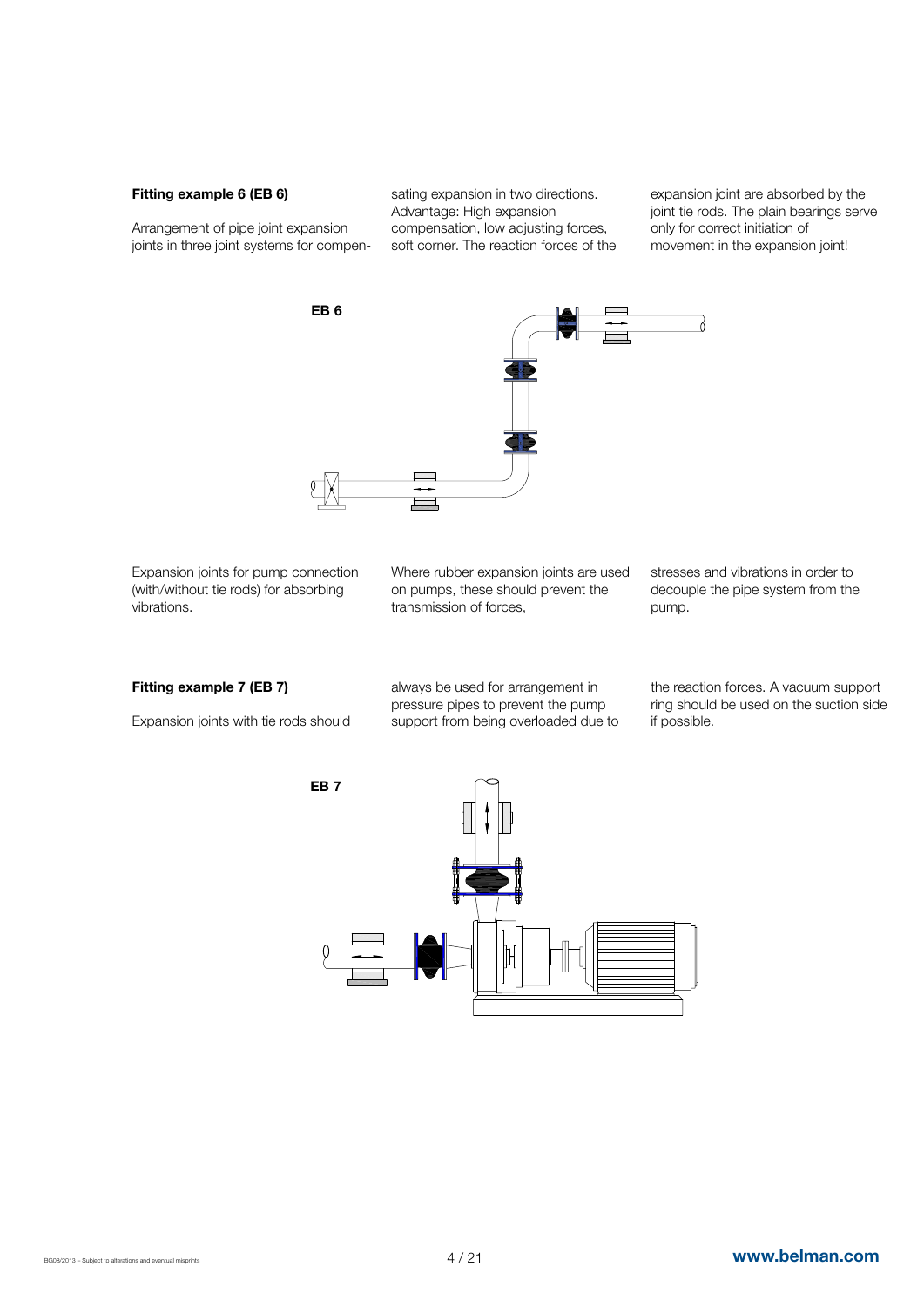**Fitting example 6 (EB 6)**

Arrangement of pipe joint expansion joints in three joint systems for compensating expansion in two directions. Advantage: High expansion compensation, low adjusting forces, soft corner. The reaction forces of the expansion joint are absorbed by the joint tie rods. The plain bearings serve only for correct initiation of movement in the expansion joint!

**EB 6**

Expansion joints for pump connection (with/without tie rods) for absorbing vibrations.

Where rubber expansion joints are used on pumps, these should prevent the transmission of forces, stresses and vibrations in order to decouple the pipe system from the pump.

**Fitting example 7 (EB 7)**

Expansion joints with tie rods should always be used for arrangement in pressure pipes to prevent the pump support from being overloaded due to the reaction forces. A vacuum support ring should be used on the suction side if possible.

**EB 7**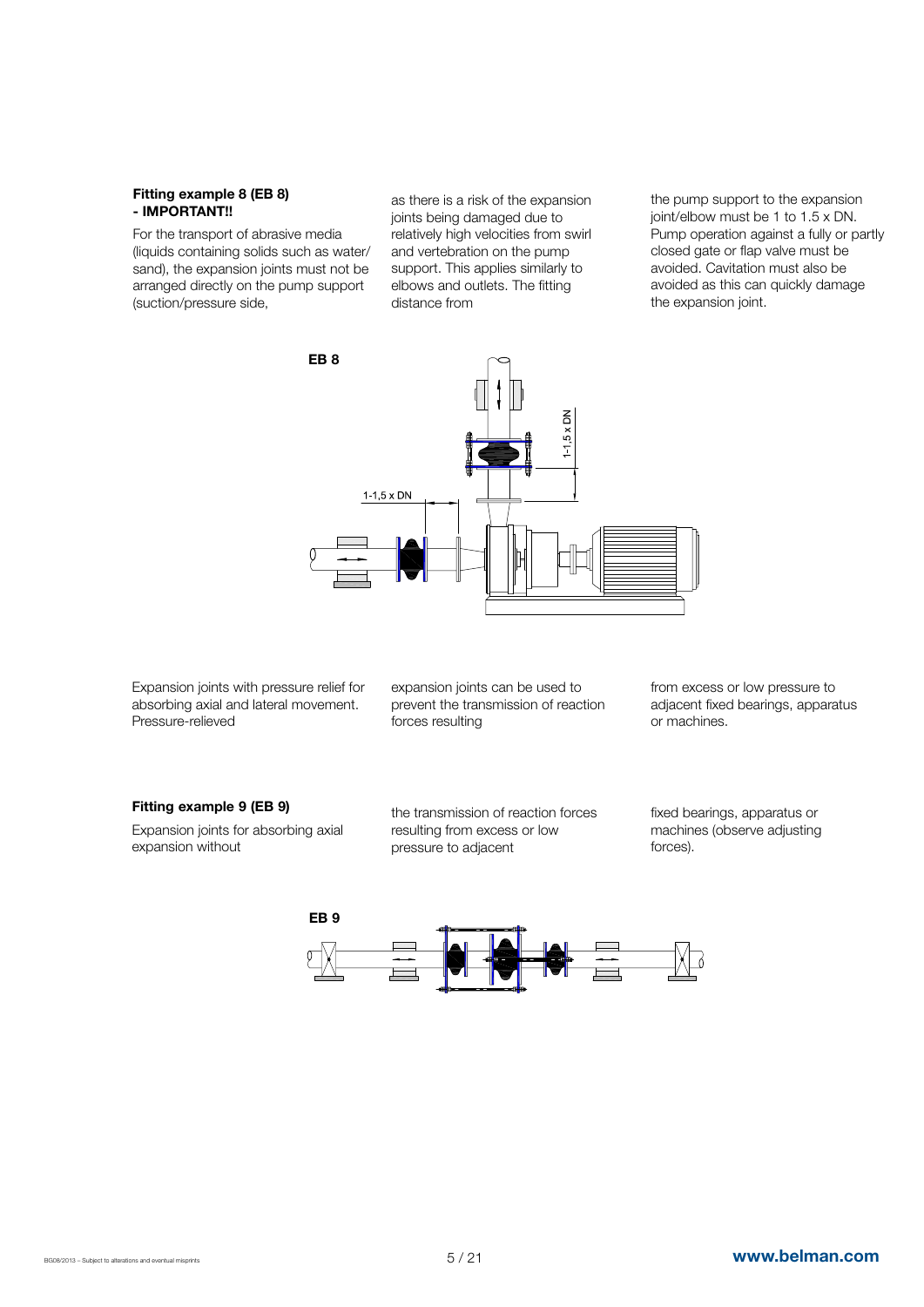### Fitting example 8 (EB 8) - IMPORTANT!!

For the transport of abrasive media (liquids containing solids such as water/sand), the expansion joints must not be arranged directly on the pump support (suction/pressure side, as there is a risk of the expansion joints being damaged due to relatively high velocities from swirl and vertebration on the pump support. This applies similarly to elbows and outlets. The fitting distance from the pump support to the expansion joint/elbow must be 1 to 1.5 x DN. Pump operation against a fully or partly closed gate or flap valve must be avoided. Cavitation must also be avoided as this can quickly damage the expansion joint.

EB 8

1-1,5 x DN

1-1,5 x DN

Expansion joints with pressure relief for absorbing axial and lateral movement. Pressure-relieved expansion joints can be used to prevent the transmission of reaction forces resulting from excess or low pressure to adjacent fixed bearings, apparatus or machines.

### Fitting example 9 (EB 9)

Expansion joints for absorbing axial expansion without the transmission of reaction forces resulting from excess or low pressure to adjacent fixed bearings, apparatus or machines (observe adjusting forces).

EB 9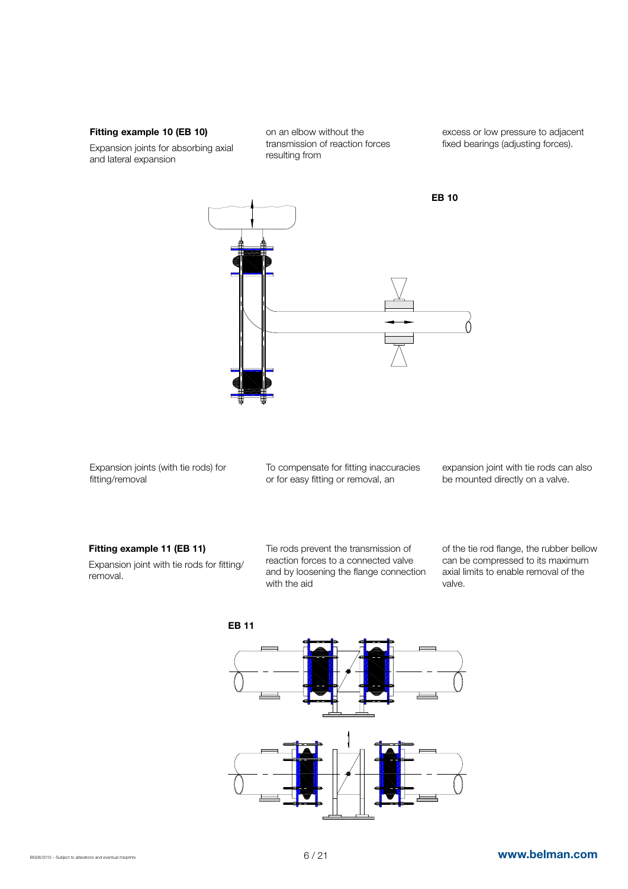**Fitting example 10 (EB 10)**

Expansion joints for absorbing axial and lateral expansion on an elbow without the transmission of reaction forces resulting from excess or low pressure to adjacent fixed bearings (adjusting forces).

**EB 10**

Expansion joints (with tie rods) for fitting/removal

To compensate for fitting inaccuracies or for easy fitting or removal, an expansion joint with tie rods can also be mounted directly on a valve.

**Fitting example 11 (EB 11)**

Expansion joint with tie rods for fitting/removal.

Tie rods prevent the transmission of reaction forces to a connected valve and by loosening the flange connection with the aid of the tie rod flange, the rubber bellow can be compressed to its maximum axial limits to enable removal of the valve.

**EB 11**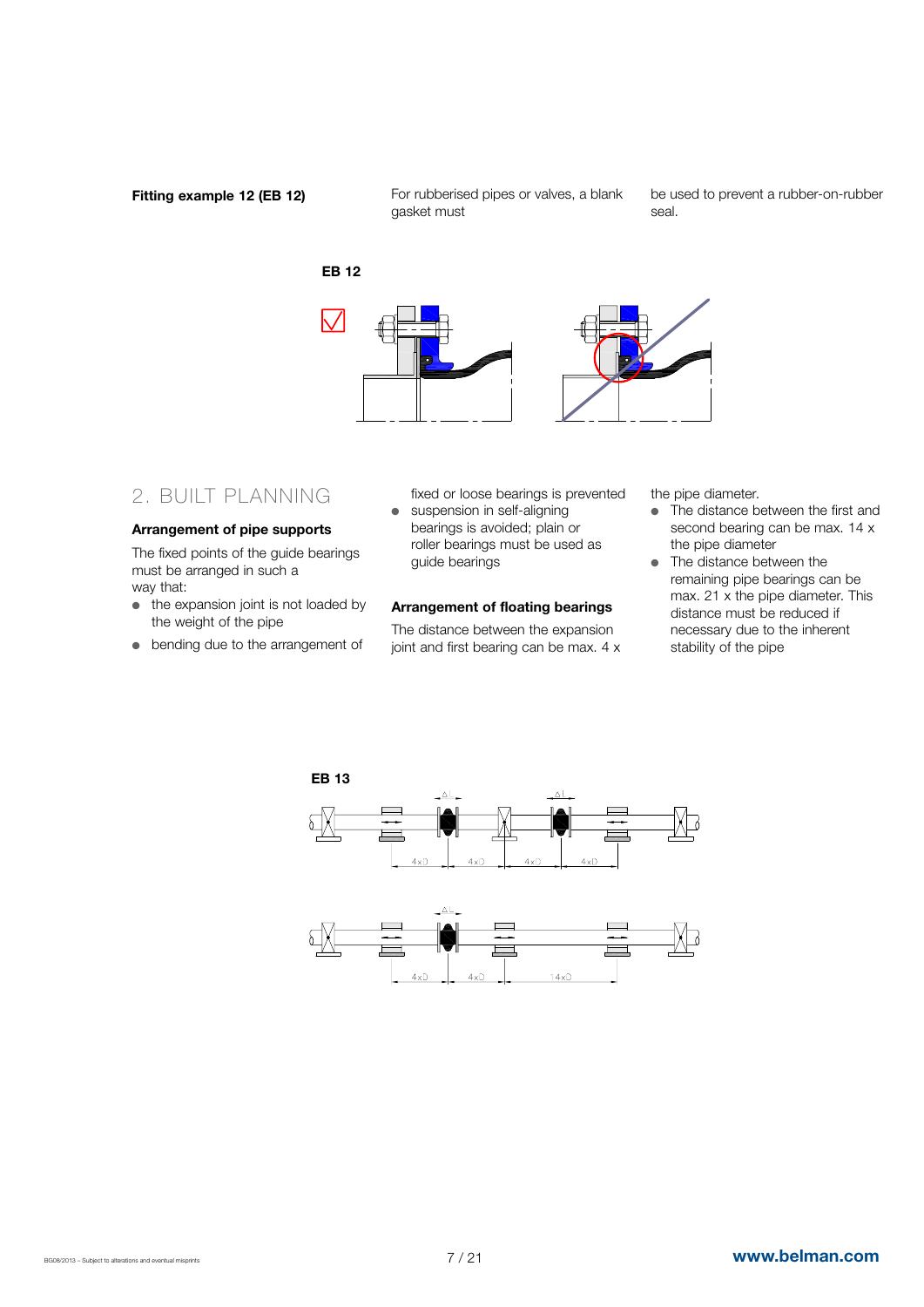**Fitting example 12 (EB 12)**

For rubberised pipes or valves, a blank gasket must be used to prevent a rubber-on-rubber seal.

**EB 12**

## 2. BUILT PLANNING

### Arrangement of pipe supports

The fixed points of the guide bearings must be arranged in such a way that:

- the expansion joint is not loaded by the weight of the pipe
- bending due to the arrangement of fixed or loose bearings is prevented
- suspension in self-aligning bearings is avoided; plain or roller bearings must be used as guide bearings

### Arrangement of floating bearings

The distance between the expansion joint and first bearing can be max. 4 x the pipe diameter.

- The distance between the first and second bearing can be max. 14 x the pipe diameter
- The distance between the remaining pipe bearings can be max. 21 x the pipe diameter. This distance must be reduced if necessary due to the inherent stability of the pipe

**EB 13**

ΔL ΔL

4xD 4xD 4xD 4xD

ΔL

4xD 4xD 14xD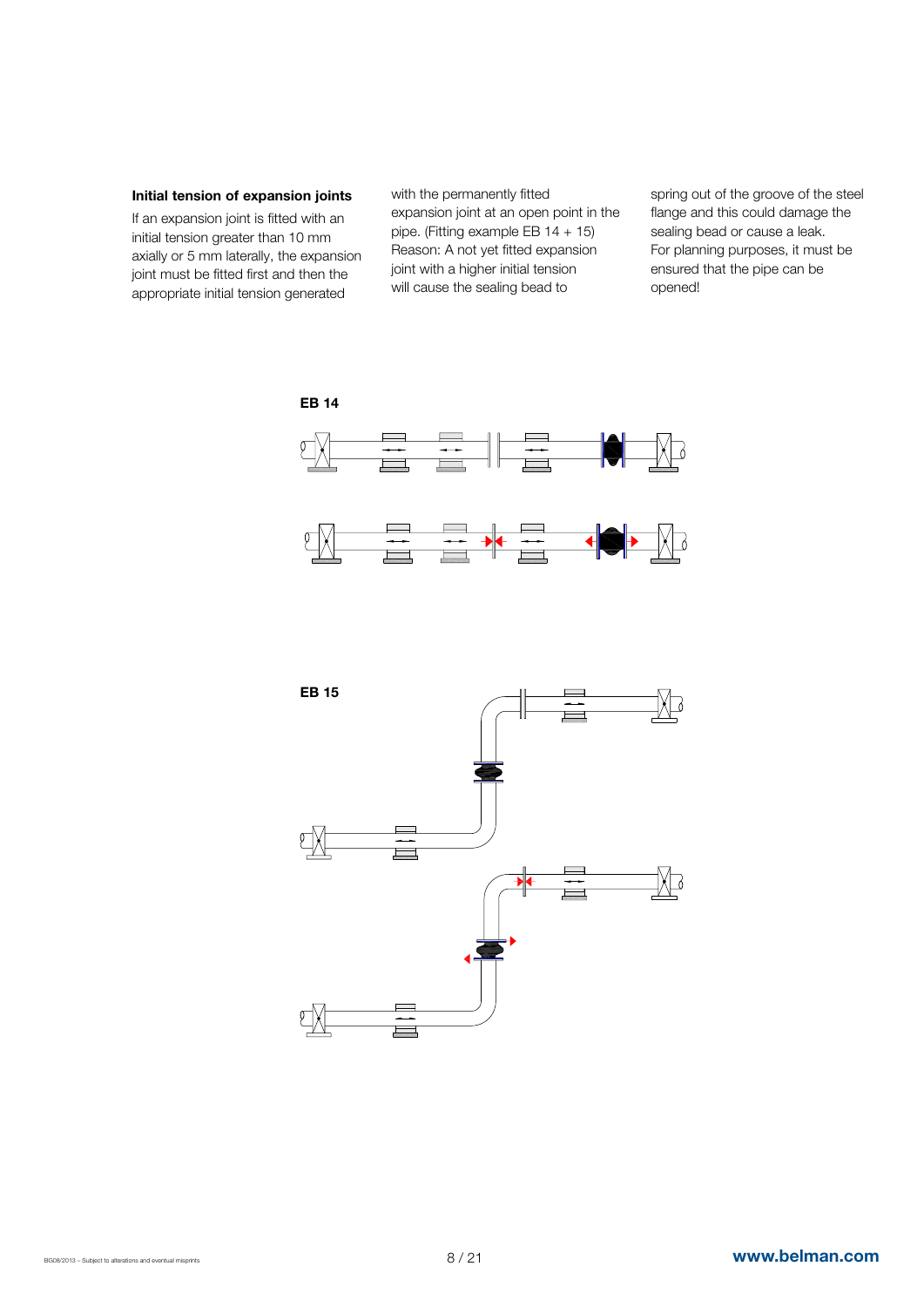### Initial tension of expansion joints

If an expansion joint is fitted with an initial tension greater than 10 mm axially or 5 mm laterally, the expansion joint must be fitted first and then the appropriate initial tension generated with the permanently fitted expansion joint at an open point in the pipe. (Fitting example EB 14 + 15) Reason: A not yet fitted expansion joint with a higher initial tension will cause the sealing bead to spring out of the groove of the steel flange and this could damage the sealing bead or cause a leak. For planning purposes, it must be ensured that the pipe can be opened!

**EB 14**

**EB 15**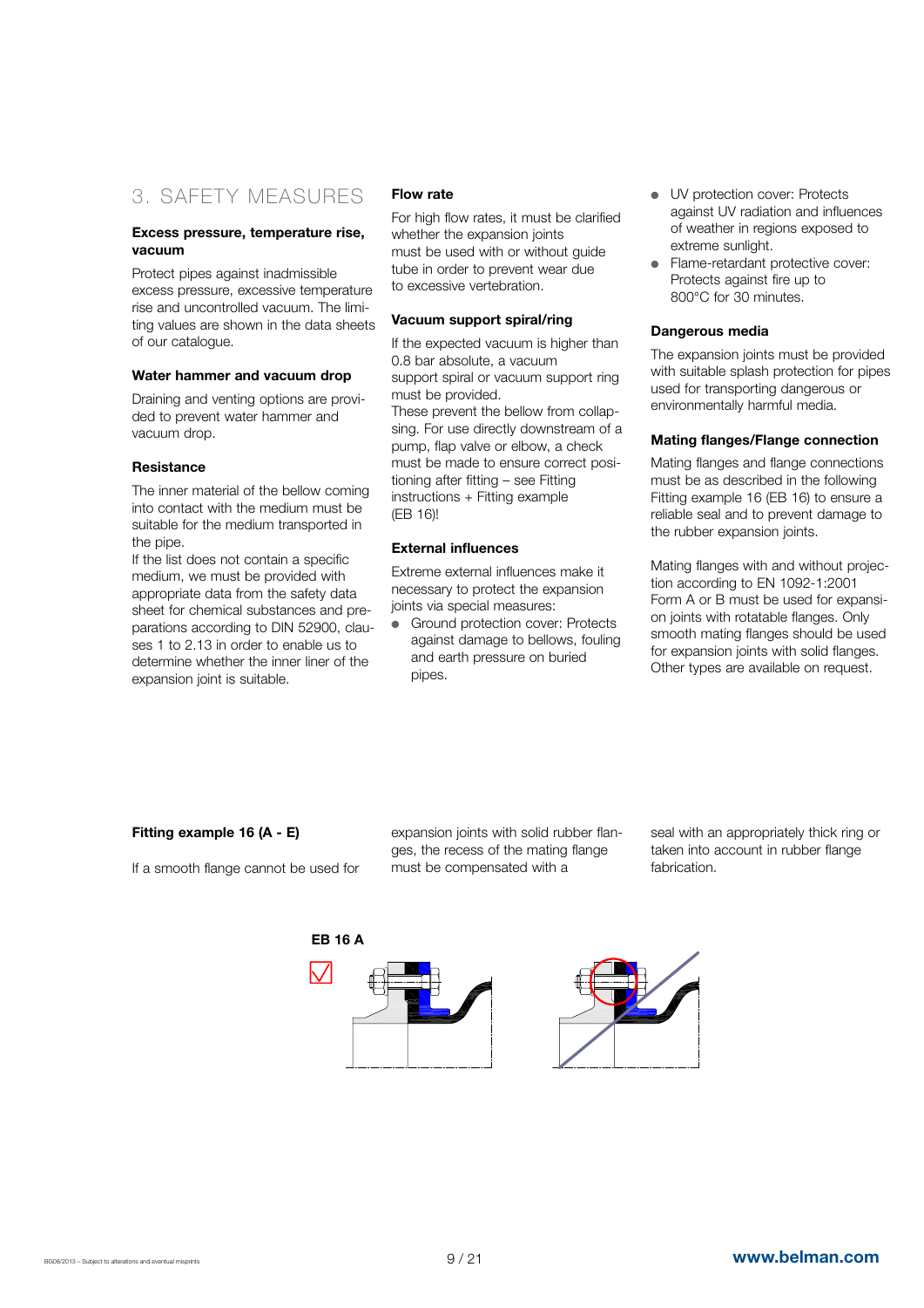# 3. SAFETY MEASURES

**Excess pressure, temperature rise, vacuum**

Protect pipes against inadmissible excess pressure, excessive temperature rise and uncontrolled vacuum. The limiting values are shown in the data sheets of our catalogue.

**Water hammer and vacuum drop**

Draining and venting options are provided to prevent water hammer and vacuum drop.

**Resistance**

The inner material of the bellow coming into contact with the medium must be suitable for the medium transported in the pipe.
If the list does not contain a specific medium, we must be provided with appropriate data from the safety data sheet for chemical substances and preparations according to DIN 52900, clauses 1 to 2.13 in order to enable us to determine whether the inner liner of the expansion joint is suitable.

**Flow rate**

For high flow rates, it must be clarified whether the expansion joints must be used with or without guide tube in order to prevent wear due to excessive vertebration.

**Vacuum support spiral/ring**

If the expected vacuum is higher than 0.8 bar absolute, a vacuum support spiral or vacuum support ring must be provided.
These prevent the bellow from collapsing. For use directly downstream of a pump, flap valve or elbow, a check must be made to ensure correct positioning after fitting – see Fitting instructions + Fitting example (EB 16)!

**External influences**

Extreme external influences make it necessary to protect the expansion joints via special measures:

- Ground protection cover: Protects against damage to bellows, fouling and earth pressure on buried pipes.
- UV protection cover: Protects against UV radiation and influences of weather in regions exposed to extreme sunlight.
- Flame-retardant protective cover: Protects against fire up to 800°C for 30 minutes.

**Dangerous media**

The expansion joints must be provided with suitable splash protection for pipes used for transporting dangerous or environmentally harmful media.

**Mating flanges/Flange connection**

Mating flanges and flange connections must be as described in the following Fitting example 16 (EB 16) to ensure a reliable seal and to prevent damage to the rubber expansion joints.

Mating flanges with and without projection according to EN 1092-1:2001 Form A or B must be used for expansion joints with rotatable flanges. Only smooth mating flanges should be used for expansion joints with solid flanges. Other types are available on request.

**Fitting example 16 (A - E)**

If a smooth flange cannot be used for expansion joints with solid rubber flanges, the recess of the mating flange must be compensated with a seal with an appropriately thick ring or taken into account in rubber flange fabrication.

**EB 16 A**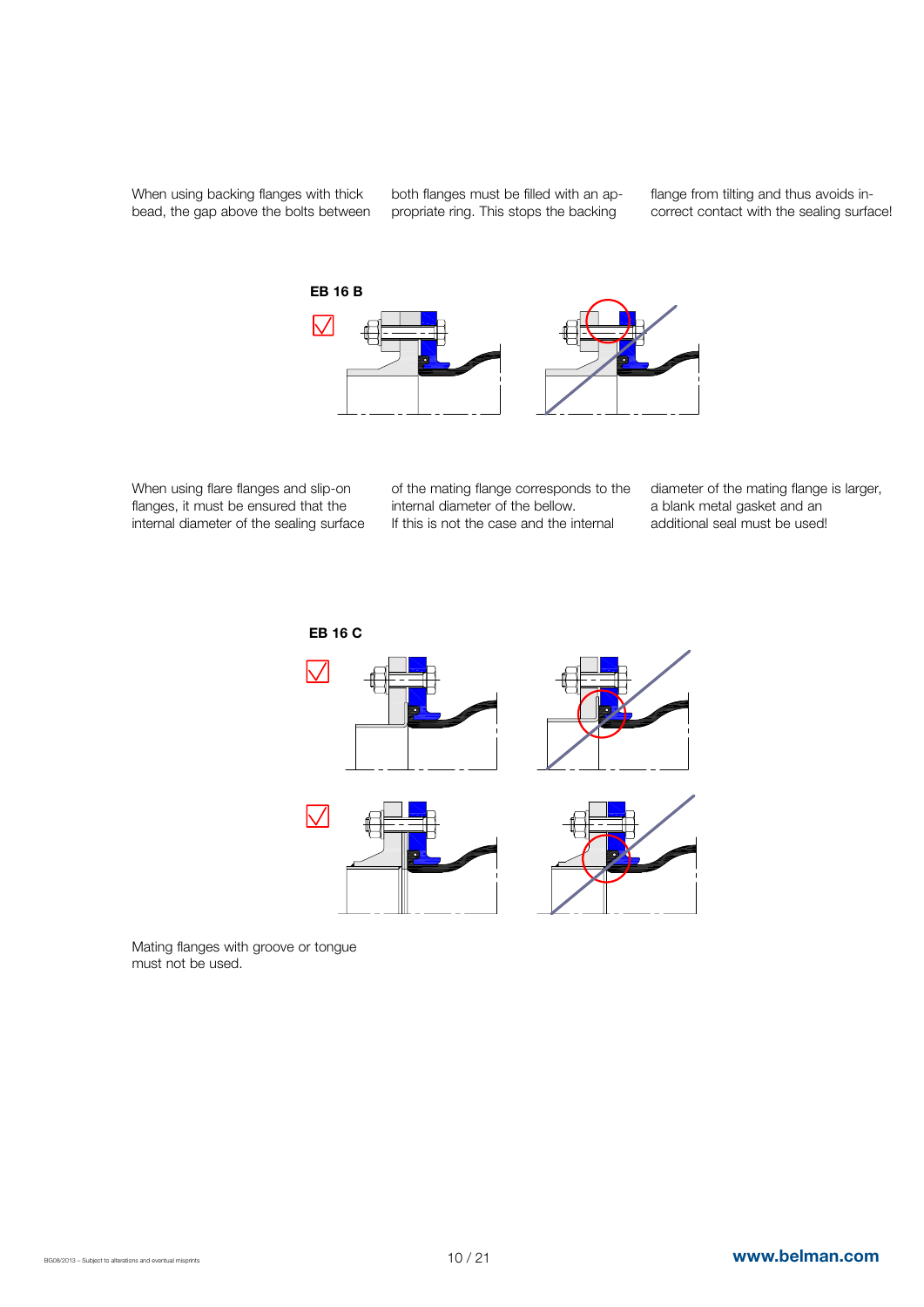When using backing flanges with thick bead, the gap above the bolts between both flanges must be filled with an appropriate ring. This stops the backing flange from tilting and thus avoids incorrect contact with the sealing surface!

**EB 16 B**

When using flare flanges and slip-on flanges, it must be ensured that the internal diameter of the sealing surface of the mating flange corresponds to the internal diameter of the bellow.
If this is not the case and the internal diameter of the mating flange is larger, a blank metal gasket and an additional seal must be used!

**EB 16 C**

Mating flanges with groove or tongue must not be used.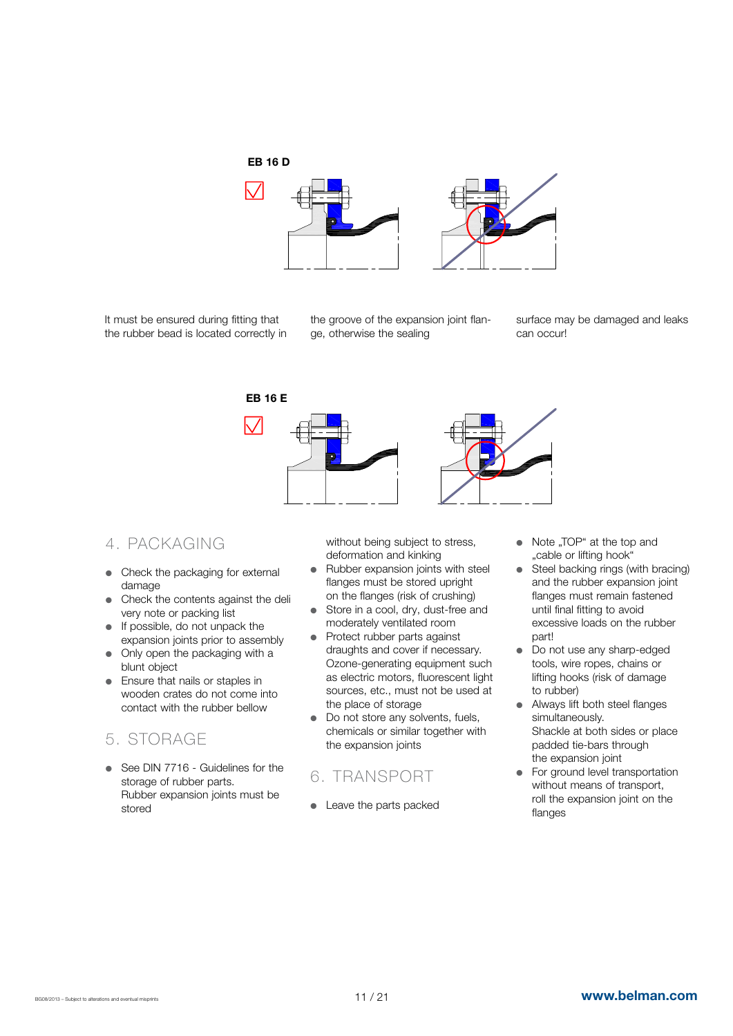**EB 16 D**

It must be ensured during fitting that the rubber bead is located correctly in the groove of the expansion joint flange, otherwise the sealing surface may be damaged and leaks can occur!

**EB 16 E**

## 4. PACKAGING

- Check the packaging for external damage
- Check the contents against the delivery note or packing list
- If possible, do not unpack the expansion joints prior to assembly
- Only open the packaging with a blunt object
- Ensure that nails or staples in wooden crates do not come into contact with the rubber bellow

## 5. STORAGE

- See DIN 7716 - Guidelines for the storage of rubber parts. Rubber expansion joints must be stored without being subject to stress, deformation and kinking
- Rubber expansion joints with steel flanges must be stored upright on the flanges (risk of crushing)
- Store in a cool, dry, dust-free and moderately ventilated room
- Protect rubber parts against draughts and cover if necessary. Ozone-generating equipment such as electric motors, fluorescent light sources, etc., must not be used at the place of storage
- Do not store any solvents, fuels, chemicals or similar together with the expansion joints

## 6. TRANSPORT

- Leave the parts packed
- Note „TOP“ at the top and „cable or lifting hook“
- Steel backing rings (with bracing) and the rubber expansion joint flanges must remain fastened until final fitting to avoid excessive loads on the rubber part!
- Do not use any sharp-edged tools, wire ropes, chains or lifting hooks (risk of damage to rubber)
- Always lift both steel flanges simultaneously. Shackle at both sides or place padded tie-bars through the expansion joint
- For ground level transportation without means of transport, roll the expansion joint on the flanges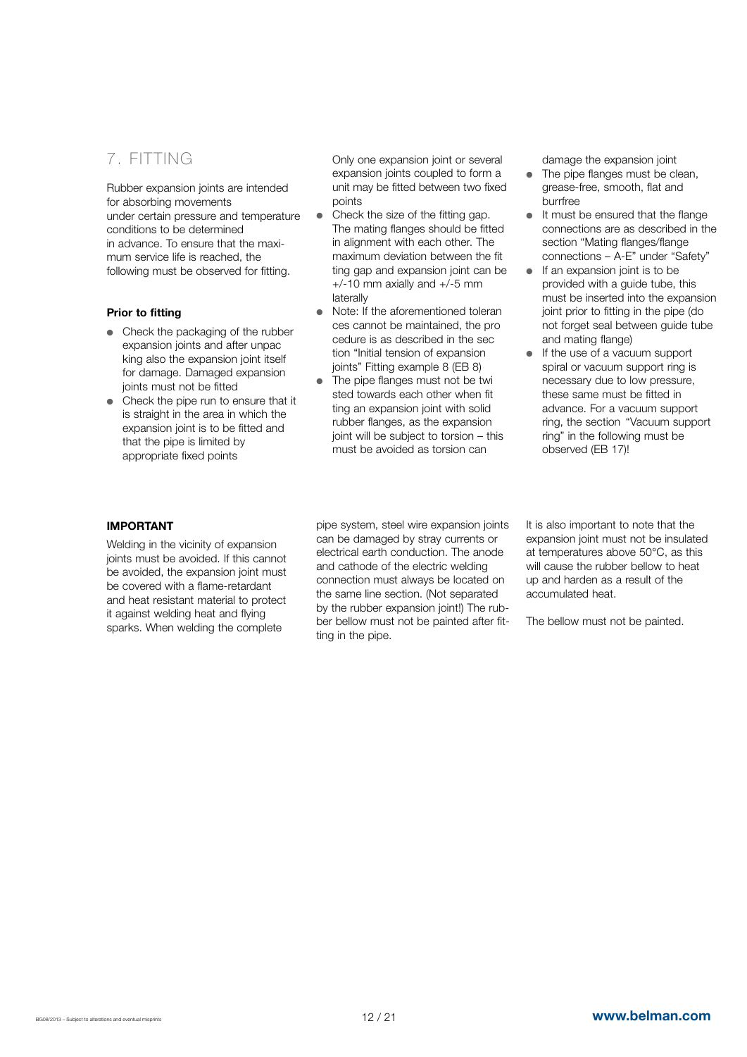## 7. FITTING

Rubber expansion joints are intended for absorbing movements under certain pressure and temperature conditions to be determined in advance. To ensure that the maximum service life is reached, the following must be observed for fitting.

### Prior to fitting

- Check the packaging of the rubber expansion joints and after unpacking also the expansion joint itself for damage. Damaged expansion joints must not be fitted
- Check the pipe run to ensure that it is straight in the area in which the expansion joint is to be fitted and that the pipe is limited by appropriate fixed points

  Only one expansion joint or several expansion joints coupled to form a unit may be fitted between two fixed points
- Check the size of the fitting gap. The mating flanges should be fitted in alignment with each other. The maximum deviation between the fitting gap and expansion joint can be +/-10 mm axially and +/-5 mm laterally
- Note: If the aforementioned tolerances cannot be maintained, the procedure is as described in the section "Initial tension of expansion joints" Fitting example 8 (EB 8)
- The pipe flanges must not be twisted towards each other when fitting an expansion joint with solid rubber flanges, as the expansion joint will be subject to torsion – this must be avoided as torsion can damage the expansion joint
- The pipe flanges must be clean, grease-free, smooth, flat and burrfree
- It must be ensured that the flange connections are as described in the section "Mating flanges/flange connections – A-E" under "Safety"
- If an expansion joint is to be provided with a guide tube, this must be inserted into the expansion joint prior to fitting in the pipe (do not forget seal between guide tube and mating flange)
- If the use of a vacuum support spiral or vacuum support ring is necessary due to low pressure, these same must be fitted in advance. For a vacuum support ring, the section "Vacuum support ring" in the following must be observed (EB 17)!

### IMPORTANT

Welding in the vicinity of expansion joints must be avoided. If this cannot be avoided, the expansion joint must be covered with a flame-retardant and heat resistant material to protect it against welding heat and flying sparks. When welding the complete pipe system, steel wire expansion joints can be damaged by stray currents or electrical earth conduction. The anode and cathode of the electric welding connection must always be located on the same line section. (Not separated by the rubber expansion joint!) The rubber bellow must not be painted after fitting in the pipe.

It is also important to note that the expansion joint must not be insulated at temperatures above 50°C, as this will cause the rubber bellow to heat up and harden as a result of the accumulated heat.

The bellow must not be painted.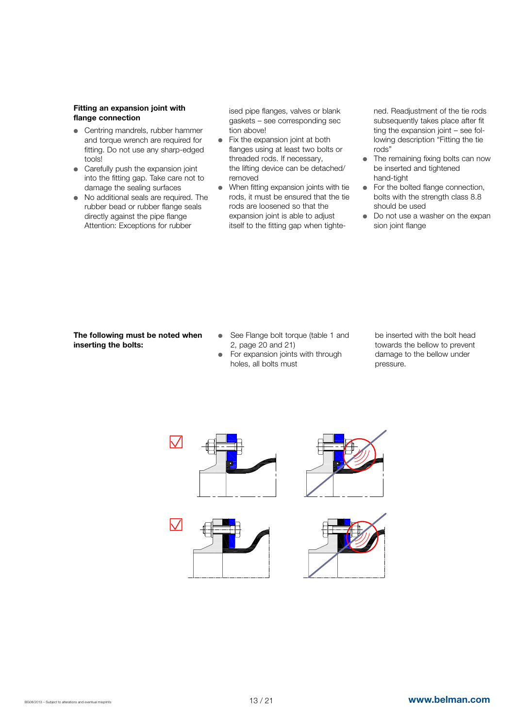**Fitting an expansion joint with flange connection**

- Centring mandrels, rubber hammer and torque wrench are required for fitting. Do not use any sharp-edged tools!
- Carefully push the expansion joint into the fitting gap. Take care not to damage the sealing surfaces
- No additional seals are required. The rubber bead or rubber flange seals directly against the pipe flange Attention: Exceptions for rubberised pipe flanges, valves or blank gaskets – see corresponding section above!
- Fix the expansion joint at both flanges using at least two bolts or threaded rods. If necessary, the lifting device can be detached/removed
- When fitting expansion joints with tie rods, it must be ensured that the tie rods are loosened so that the expansion joint is able to adjust itself to the fitting gap when tightened. Readjustment of the tie rods subsequently takes place after fitting the expansion joint – see following description "Fitting the tie rods"
- The remaining fixing bolts can now be inserted and tightened hand-tight
- For the bolted flange connection, bolts with the strength class 8.8 should be used
- Do not use a washer on the expansion joint flange

**The following must be noted when inserting the bolts:**

- See Flange bolt torque (table 1 and 2, page 20 and 21)
- For expansion joints with through holes, all bolts must be inserted with the bolt head towards the bellow to prevent damage to the bellow under pressure.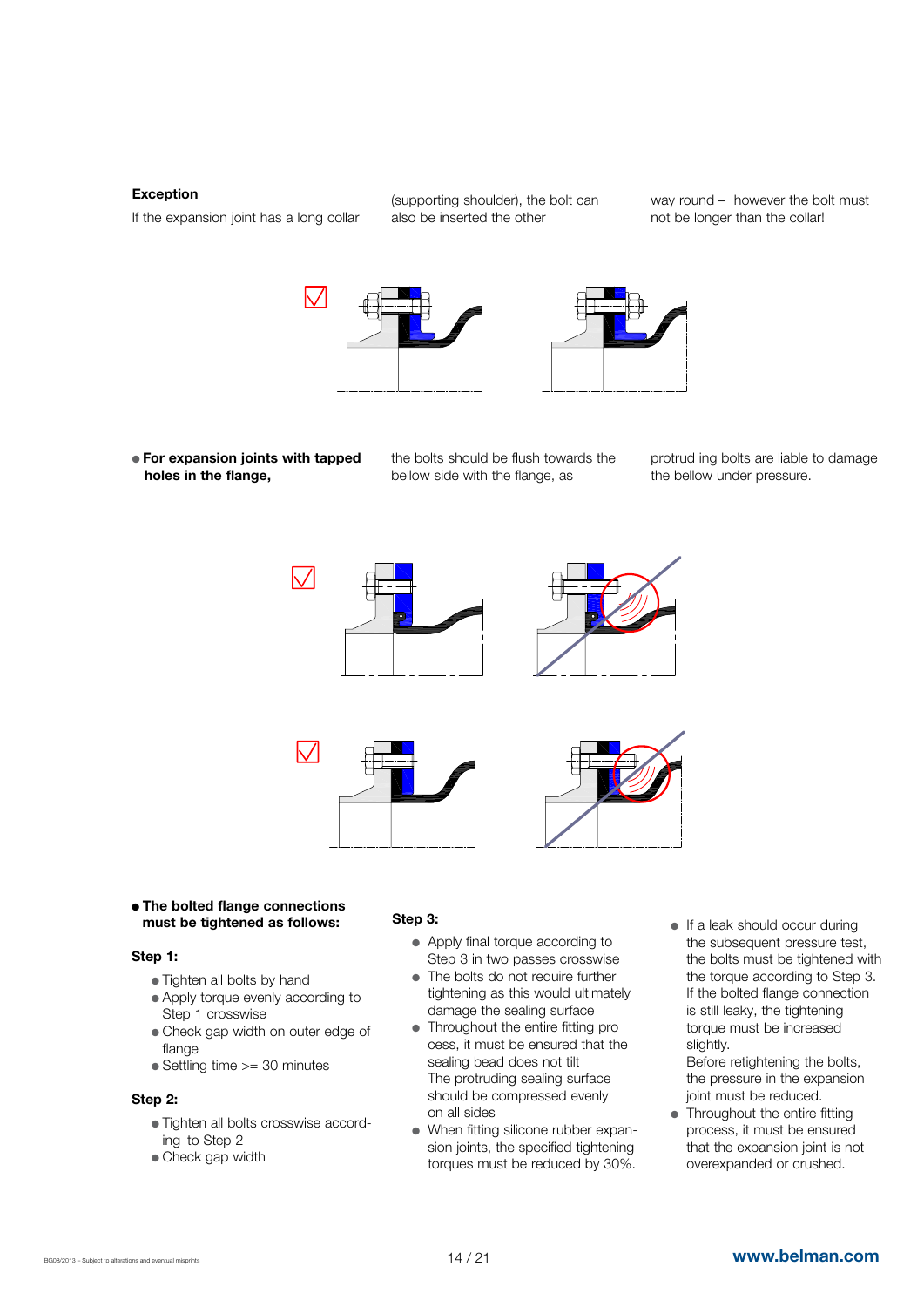**Exception**

If the expansion joint has a long collar (supporting shoulder), the bolt can also be inserted the other way round – however the bolt must not be longer than the collar!

- **For expansion joints with tapped holes in the flange,** the bolts should be flush towards the bellow side with the flange, as protrud ing bolts are liable to damage the bellow under pressure.

- **The bolted flange connections must be tightened as follows:**

**Step 1:**

- Tighten all bolts by hand
- Apply torque evenly according to Step 1 crosswise
- Check gap width on outer edge of flange
- Settling time >= 30 minutes

**Step 2:**

- Tighten all bolts crosswise according to Step 2
- Check gap width

**Step 3:**

- Apply final torque according to Step 3 in two passes crosswise
- The bolts do not require further tightening as this would ultimately damage the sealing surface
- Throughout the entire fitting pro cess, it must be ensured that the sealing bead does not tilt
  The protruding sealing surface should be compressed evenly on all sides
- When fitting silicone rubber expansion joints, the specified tightening torques must be reduced by 30%.

- If a leak should occur during the subsequent pressure test, the bolts must be tightened with the torque according to Step 3. If the bolted flange connection is still leaky, the tightening torque must be increased slightly.
  Before retightening the bolts, the pressure in the expansion joint must be reduced.
- Throughout the entire fitting process, it must be ensured that the expansion joint is not overexpanded or crushed.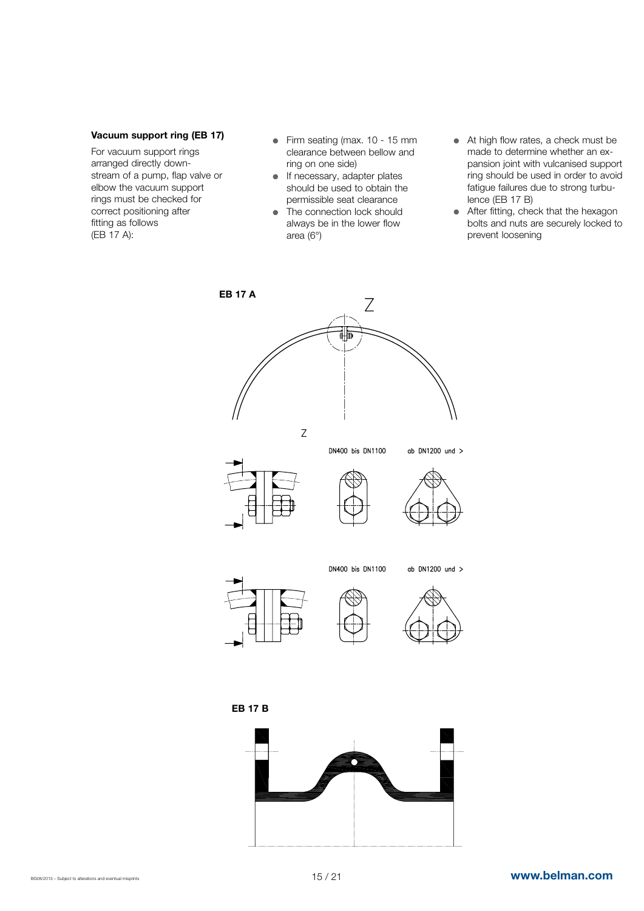### Vacuum support ring (EB 17)

For vacuum support rings arranged directly downstream of a pump, flap valve or elbow the vacuum support rings must be checked for correct positioning after fitting as follows (EB 17 A):

- Firm seating (max. 10 - 15 mm clearance between bellow and ring on one side)
- If necessary, adapter plates should be used to obtain the permissible seat clearance
- The connection lock should always be in the lower flow area (6°)
- At high flow rates, a check must be made to determine whether an expansion joint with vulcanised support ring should be used in order to avoid fatigue failures due to strong turbulence (EB 17 B)
- After fitting, check that the hexagon bolts and nuts are securely locked to prevent loosening

**EB 17 A**

Z

Z

DN400 bis DN1100

ab DN1200 und >

DN400 bis DN1100

ab DN1200 und >

**EB 17 B**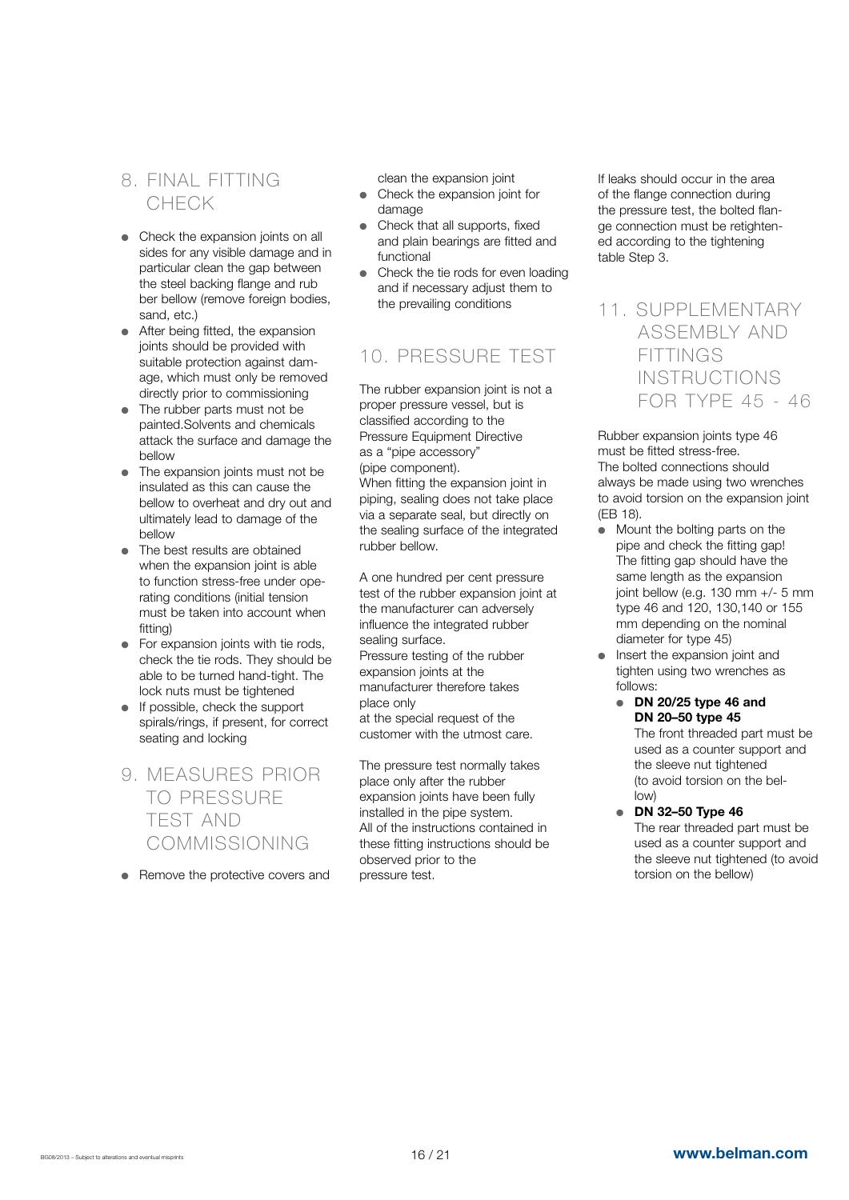## 8. FINAL FITTING CHECK

- Check the expansion joints on all sides for any visible damage and in particular clean the gap between the steel backing flange and rubber bellow (remove foreign bodies, sand, etc.)
- After being fitted, the expansion joints should be provided with suitable protection against damage, which must only be removed directly prior to commissioning
- The rubber parts must not be painted.Solvents and chemicals attack the surface and damage the bellow
- The expansion joints must not be insulated as this can cause the bellow to overheat and dry out and ultimately lead to damage of the bellow
- The best results are obtained when the expansion joint is able to function stress-free under operating conditions (initial tension must be taken into account when fitting)
- For expansion joints with tie rods, check the tie rods. They should be able to be turned hand-tight. The lock nuts must be tightened
- If possible, check the support spirals/rings, if present, for correct seating and locking

## 9. MEASURES PRIOR TO PRESSURE TEST AND COMMISSIONING

- Remove the protective covers and clean the expansion joint
- Check the expansion joint for damage
- Check that all supports, fixed and plain bearings are fitted and functional
- Check the tie rods for even loading and if necessary adjust them to the prevailing conditions

## 10. PRESSURE TEST

The rubber expansion joint is not a proper pressure vessel, but is classified according to the Pressure Equipment Directive as a "pipe accessory" (pipe component).
When fitting the expansion joint in piping, sealing does not take place via a separate seal, but directly on the sealing surface of the integrated rubber bellow.

A one hundred per cent pressure test of the rubber expansion joint at the manufacturer can adversely influence the integrated rubber sealing surface.
Pressure testing of the rubber expansion joints at the manufacturer therefore takes place only at the special request of the customer with the utmost care.

The pressure test normally takes place only after the rubber expansion joints have been fully installed in the pipe system.
All of the instructions contained in these fitting instructions should be observed prior to the pressure test.

If leaks should occur in the area of the flange connection during the pressure test, the bolted flange connection must be retightened according to the tightening table Step 3.

## 11. SUPPLEMENTARY ASSEMBLY AND FITTINGS INSTRUCTIONS FOR TYPE 45 - 46

Rubber expansion joints type 46 must be fitted stress-free.
The bolted connections should always be made using two wrenches to avoid torsion on the expansion joint (EB 18).

- Mount the bolting parts on the pipe and check the fitting gap! The fitting gap should have the same length as the expansion joint bellow (e.g. 130 mm +/- 5 mm type 46 and 120, 130,140 or 155 mm depending on the nominal diameter for type 45)
- Insert the expansion joint and tighten using two wrenches as follows:
  - **DN 20/25 type 46 and DN 20–50 type 45**
    The front threaded part must be used as a counter support and the sleeve nut tightened (to avoid torsion on the bellow)
  - **DN 32–50 Type 46**
    The rear threaded part must be used as a counter support and the sleeve nut tightened (to avoid torsion on the bellow)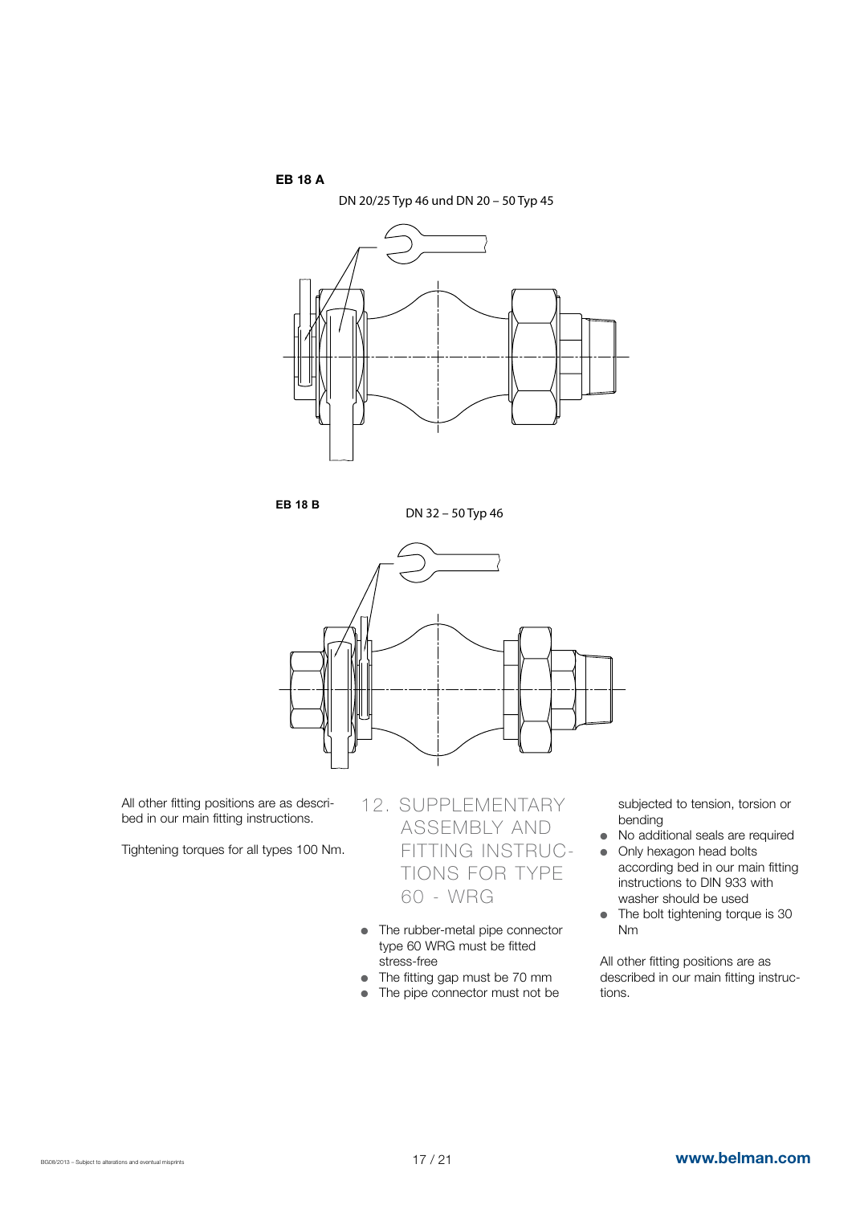**EB 18 A**

DN 20/25 Typ 46 und DN 20 – 50 Typ 45

**EB 18 B**

DN 32 – 50 Typ 46

All other fitting positions are as described in our main fitting instructions.

Tightening torques for all types 100 Nm.

## 12. SUPPLEMENTARY ASSEMBLY AND FITTING INSTRUCTIONS FOR TYPE 60 - WRG

- The rubber-metal pipe connector type 60 WRG must be fitted stress-free
- The fitting gap must be 70 mm
- The pipe connector must not be subjected to tension, torsion or bending
- No additional seals are required
- Only hexagon head bolts according bed in our main fitting instructions to DIN 933 with washer should be used
- The bolt tightening torque is 30 Nm

All other fitting positions are as described in our main fitting instructions.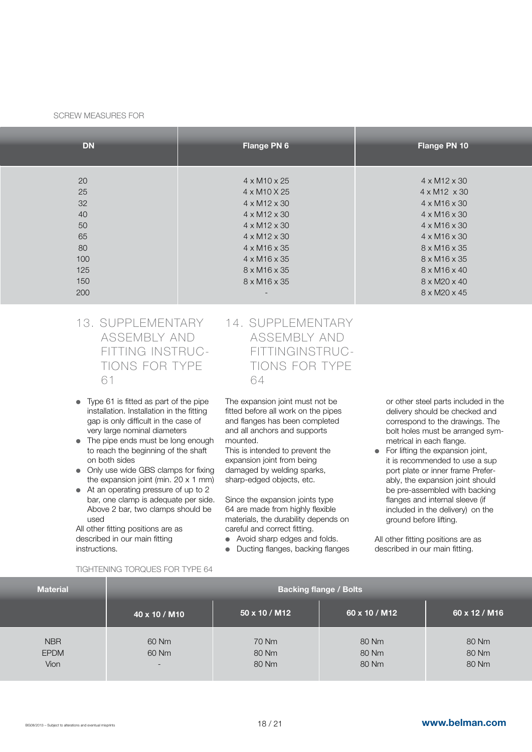SCREW MEASURES FOR

| DN | Flange PN 6 | Flange PN 10 |
|---|---|---|
| 20 | 4 x M10 x 25 | 4 x M12 x 30 |
| 25 | 4 x M10 X 25 | 4 x M12 x 30 |
| 32 | 4 x M12 x 30 | 4 x M16 x 30 |
| 40 | 4 x M12 x 30 | 4 x M16 x 30 |
| 50 | 4 x M12 x 30 | 4 x M16 x 30 |
| 65 | 4 x M12 x 30 | 4 x M16 x 30 |
| 80 | 4 x M16 x 35 | 8 x M16 x 35 |
| 100 | 4 x M16 x 35 | 8 x M16 x 35 |
| 125 | 8 x M16 x 35 | 8 x M16 x 40 |
| 150 | 8 x M16 x 35 | 8 x M20 x 40 |
| 200 | - | 8 x M20 x 45 |

## 13. SUPPLEMENTARY ASSEMBLY AND FITTING INSTRUCTIONS FOR TYPE 61

- Type 61 is fitted as part of the pipe installation. Installation in the fitting gap is only difficult in the case of very large nominal diameters
- The pipe ends must be long enough to reach the beginning of the shaft on both sides
- Only use wide GBS clamps for fixing the expansion joint (min. 20 x 1 mm)
- At an operating pressure of up to 2 bar, one clamp is adequate per side. Above 2 bar, two clamps should be used

All other fitting positions are as described in our main fitting instructions.

## 14. SUPPLEMENTARY ASSEMBLY AND FITTINGINSTRUCTIONS FOR TYPE 64

The expansion joint must not be fitted before all work on the pipes and flanges has been completed and all anchors and supports mounted.
This is intended to prevent the expansion joint from being damaged by welding sparks, sharp-edged objects, etc.

Since the expansion joints type 64 are made from highly flexible materials, the durability depends on careful and correct fitting.

- Avoid sharp edges and folds.
- Ducting flanges, backing flanges or other steel parts included in the delivery should be checked and correspond to the drawings. The bolt holes must be arranged symmetrical in each flange.
- For lifting the expansion joint, it is recommended to use a sup port plate or inner frame Preferably, the expansion joint should be pre-assembled with backing flanges and internal sleeve (if included in the delivery) on the ground before lifting.

All other fitting positions are as described in our main fitting.

TIGHTENING TORQUES FOR TYPE 64

| Material | Backing flange / Bolts | | | |
|---|---|---|---|---|
| | 40 x 10 / M10 | 50 x 10 / M12 | 60 x 10 / M12 | 60 x 12 / M16 |
| NBR | 60 Nm | 70 Nm | 80 Nm | 80 Nm |
| EPDM | 60 Nm | 80 Nm | 80 Nm | 80 Nm |
| Vion | - | 80 Nm | 80 Nm | 80 Nm |

BG08/2013 – Subject to alterations and eventual misprints

www.belman.com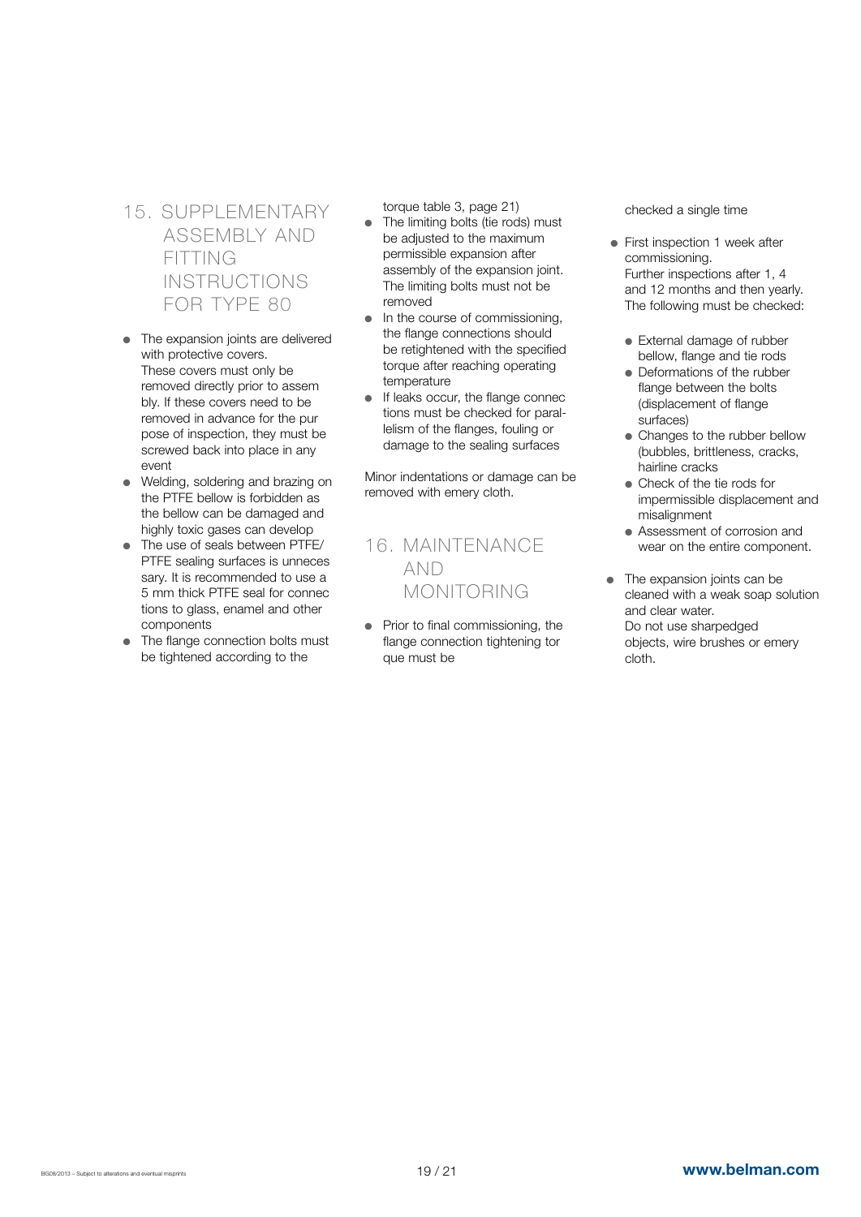## 15. SUPPLEMENTARY ASSEMBLY AND FITTING INSTRUCTIONS FOR TYPE 80

- The expansion joints are delivered with protective covers. These covers must only be removed directly prior to assembly. If these covers need to be removed in advance for the purpose of inspection, they must be screwed back into place in any event
- Welding, soldering and brazing on the PTFE bellow is forbidden as the bellow can be damaged and highly toxic gases can develop
- The use of seals between PTFE/ PTFE sealing surfaces is unnecessary. It is recommended to use a 5 mm thick PTFE seal for connections to glass, enamel and other components
- The flange connection bolts must be tightened according to the torque table 3, page 21)
- The limiting bolts (tie rods) must be adjusted to the maximum permissible expansion after assembly of the expansion joint. The limiting bolts must not be removed
- In the course of commissioning, the flange connections should be retightened with the specified torque after reaching operating temperature
- If leaks occur, the flange connections must be checked for parallelism of the flanges, fouling or damage to the sealing surfaces

Minor indentations or damage can be removed with emery cloth.

## 16. MAINTENANCE AND MONITORING

- Prior to final commissioning, the flange connection tightening torque must be checked a single time
- First inspection 1 week after commissioning. Further inspections after 1, 4 and 12 months and then yearly. The following must be checked:
  - External damage of rubber bellow, flange and tie rods
  - Deformations of the rubber flange between the bolts (displacement of flange surfaces)
  - Changes to the rubber bellow (bubbles, brittleness, cracks, hairline cracks
  - Check of the tie rods for impermissible displacement and misalignment
  - Assessment of corrosion and wear on the entire component.
- The expansion joints can be cleaned with a weak soap solution and clear water. Do not use sharpedged objects, wire brushes or emery cloth.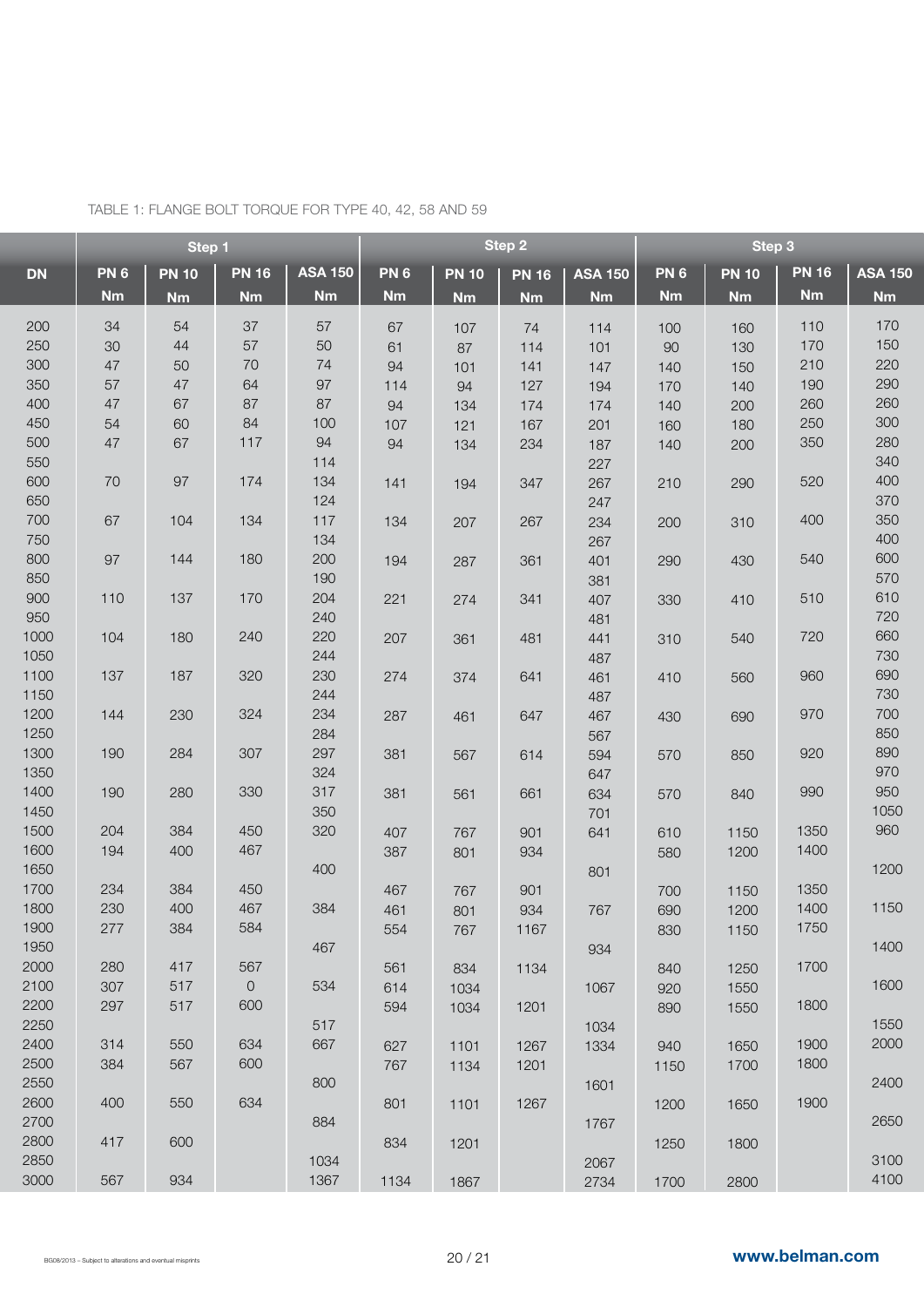TABLE 1: FLANGE BOLT TORQUE FOR TYPE 40, 42, 58 AND 59

| | Step 1 | | | | Step 2 | | | | Step 3 | | | |
|---|---|---|---|---|---|---|---|---|---|---|---|---|
| DN | PN 6 Nm | PN 10 Nm | PN 16 Nm | ASA 150 Nm | PN 6 Nm | PN 10 Nm | PN 16 Nm | ASA 150 Nm | PN 6 Nm | PN 10 Nm | PN 16 Nm | ASA 150 Nm |
| 200 | 34 | 54 | 37 | 57 | 67 | 107 | 74 | 114 | 100 | 160 | 110 | 170 |
| 250 | 30 | 44 | 57 | 50 | 61 | 87 | 114 | 101 | 90 | 130 | 170 | 150 |
| 300 | 47 | 50 | 70 | 74 | 94 | 101 | 141 | 147 | 140 | 150 | 210 | 220 |
| 350 | 57 | 47 | 64 | 97 | 114 | 94 | 127 | 194 | 170 | 140 | 190 | 290 |
| 400 | 47 | 67 | 87 | 87 | 94 | 134 | 174 | 174 | 140 | 200 | 260 | 260 |
| 450 | 54 | 60 | 84 | 100 | 107 | 121 | 167 | 201 | 160 | 180 | 250 | 300 |
| 500 | 47 | 67 | 117 | 94 | 94 | 134 | 234 | 187 | 140 | 200 | 350 | 280 |
| 550 | | | | 114 | | | | 227 | | | | 340 |
| 600 | 70 | 97 | 174 | 134 | 141 | 194 | 347 | 267 | 210 | 290 | 520 | 400 |
| 650 | | | | 124 | | | | 247 | | | | 370 |
| 700 | 67 | 104 | 134 | 117 | 134 | 207 | 267 | 234 | 200 | 310 | 400 | 350 |
| 750 | | | | 134 | | | | 267 | | | | 400 |
| 800 | 97 | 144 | 180 | 200 | 194 | 287 | 361 | 401 | 290 | 430 | 540 | 600 |
| 850 | | | | 190 | | | | 381 | | | | 570 |
| 900 | 110 | 137 | 170 | 204 | 221 | 274 | 341 | 407 | 330 | 410 | 510 | 610 |
| 950 | | | | 240 | | | | 481 | | | | 720 |
| 1000 | 104 | 180 | 240 | 220 | 207 | 361 | 481 | 441 | 310 | 540 | 720 | 660 |
| 1050 | | | | 244 | | | | 487 | | | | 730 |
| 1100 | 137 | 187 | 320 | 230 | 274 | 374 | 641 | 461 | 410 | 560 | 960 | 690 |
| 1150 | | | | 244 | | | | 487 | | | | 730 |
| 1200 | 144 | 230 | 324 | 234 | 287 | 461 | 647 | 467 | 430 | 690 | 970 | 700 |
| 1250 | | | | 284 | | | | 567 | | | | 850 |
| 1300 | 190 | 284 | 307 | 297 | 381 | 567 | 614 | 594 | 570 | 850 | 920 | 890 |
| 1350 | | | | 324 | | | | 647 | | | | 970 |
| 1400 | 190 | 280 | 330 | 317 | 381 | 561 | 661 | 634 | 570 | 840 | 990 | 950 |
| 1450 | | | | 350 | | | | 701 | | | | 1050 |
| 1500 | 204 | 384 | 450 | 320 | 407 | 767 | 901 | 641 | 610 | 1150 | 1350 | 960 |
| 1600 | 194 | 400 | 467 | | 387 | 801 | 934 | | 580 | 1200 | 1400 | |
| 1650 | | | | 400 | | | | 801 | | | | 1200 |
| 1700 | 234 | 384 | 450 | | 467 | 767 | 901 | | 700 | 1150 | 1350 | |
| 1800 | 230 | 400 | 467 | 384 | 461 | 801 | 934 | 767 | 690 | 1200 | 1400 | 1150 |
| 1900 | 277 | 384 | 584 | | 554 | 767 | 1167 | | 830 | 1150 | 1750 | |
| 1950 | | | | 467 | | | | 934 | | | | 1400 |
| 2000 | 280 | 417 | 567 | | 561 | 834 | 1134 | | 840 | 1250 | 1700 | |
| 2100 | 307 | 517 | 0 | 534 | 614 | 1034 | | 1067 | 920 | 1550 | | 1600 |
| 2200 | 297 | 517 | 600 | | 594 | 1034 | 1201 | | 890 | 1550 | 1800 | |
| 2250 | | | | 517 | | | | 1034 | | | | 1550 |
| 2400 | 314 | 550 | 634 | 667 | 627 | 1101 | 1267 | 1334 | 940 | 1650 | 1900 | 2000 |
| 2500 | 384 | 567 | 600 | | 767 | 1134 | 1201 | | 1150 | 1700 | 1800 | |
| 2550 | | | | 800 | | | | 1601 | | | | 2400 |
| 2600 | 400 | 550 | 634 | | 801 | 1101 | 1267 | | 1200 | 1650 | 1900 | |
| 2700 | | | | 884 | | | | 1767 | | | | 2650 |
| 2800 | 417 | 600 | | | 834 | 1201 | | | 1250 | 1800 | | |
| 2850 | | | | 1034 | | | | 2067 | | | | 3100 |
| 3000 | 567 | 934 | | 1367 | 1134 | 1867 | | 2734 | 1700 | 2800 | | 4100 |

BG08/2013 – Subject to alterations and eventual misprints

www.belman.com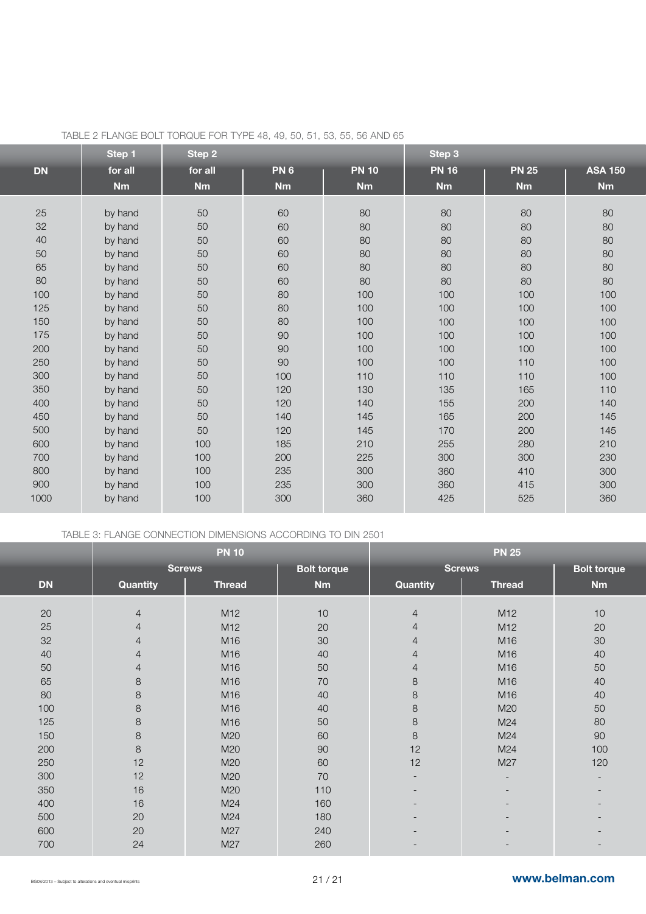TABLE 2 FLANGE BOLT TORQUE FOR TYPE 48, 49, 50, 51, 53, 55, 56 AND 65

| | Step 1 | Step 2 | | | Step 3 | | |
|---|---|---|---|---|---|---|---|
| DN | for all | for all | PN 6 | PN 10 | PN 16 | PN 25 | ASA 150 |
| | Nm | Nm | Nm | Nm | Nm | Nm | Nm |
| 25 | by hand | 50 | 60 | 80 | 80 | 80 | 80 |
| 32 | by hand | 50 | 60 | 80 | 80 | 80 | 80 |
| 40 | by hand | 50 | 60 | 80 | 80 | 80 | 80 |
| 50 | by hand | 50 | 60 | 80 | 80 | 80 | 80 |
| 65 | by hand | 50 | 60 | 80 | 80 | 80 | 80 |
| 80 | by hand | 50 | 60 | 80 | 80 | 80 | 80 |
| 100 | by hand | 50 | 80 | 100 | 100 | 100 | 100 |
| 125 | by hand | 50 | 80 | 100 | 100 | 100 | 100 |
| 150 | by hand | 50 | 80 | 100 | 100 | 100 | 100 |
| 175 | by hand | 50 | 90 | 100 | 100 | 100 | 100 |
| 200 | by hand | 50 | 90 | 100 | 100 | 100 | 100 |
| 250 | by hand | 50 | 90 | 100 | 100 | 110 | 100 |
| 300 | by hand | 50 | 100 | 110 | 110 | 110 | 100 |
| 350 | by hand | 50 | 120 | 130 | 135 | 165 | 110 |
| 400 | by hand | 50 | 120 | 140 | 155 | 200 | 140 |
| 450 | by hand | 50 | 140 | 145 | 165 | 200 | 145 |
| 500 | by hand | 50 | 120 | 145 | 170 | 200 | 145 |
| 600 | by hand | 100 | 185 | 210 | 255 | 280 | 210 |
| 700 | by hand | 100 | 200 | 225 | 300 | 300 | 230 |
| 800 | by hand | 100 | 235 | 300 | 360 | 410 | 300 |
| 900 | by hand | 100 | 235 | 300 | 360 | 415 | 300 |
| 1000 | by hand | 100 | 300 | 360 | 425 | 525 | 360 |

TABLE 3: FLANGE CONNECTION DIMENSIONS ACCORDING TO DIN 2501

| | PN 10 | | | PN 25 | | |
|---|---|---|---|---|---|---|
| | Screws | | Bolt torque | Screws | | Bolt torque |
| DN | Quantity | Thread | Nm | Quantity | Thread | Nm |
| 20 | 4 | M12 | 10 | 4 | M12 | 10 |
| 25 | 4 | M12 | 20 | 4 | M12 | 20 |
| 32 | 4 | M16 | 30 | 4 | M16 | 30 |
| 40 | 4 | M16 | 40 | 4 | M16 | 40 |
| 50 | 4 | M16 | 50 | 4 | M16 | 50 |
| 65 | 8 | M16 | 70 | 8 | M16 | 40 |
| 80 | 8 | M16 | 40 | 8 | M16 | 40 |
| 100 | 8 | M16 | 40 | 8 | M20 | 50 |
| 125 | 8 | M16 | 50 | 8 | M24 | 80 |
| 150 | 8 | M20 | 60 | 8 | M24 | 90 |
| 200 | 8 | M20 | 90 | 12 | M24 | 100 |
| 250 | 12 | M20 | 60 | 12 | M27 | 120 |
| 300 | 12 | M20 | 70 | - | - | - |
| 350 | 16 | M20 | 110 | - | - | - |
| 400 | 16 | M24 | 160 | - | - | - |
| 500 | 20 | M24 | 180 | - | - | - |
| 600 | 20 | M27 | 240 | - | - | - |
| 700 | 24 | M27 | 260 | - | - | - |

BG08/2013 – Subject to alterations and eventual misprints

**www.belman.com**